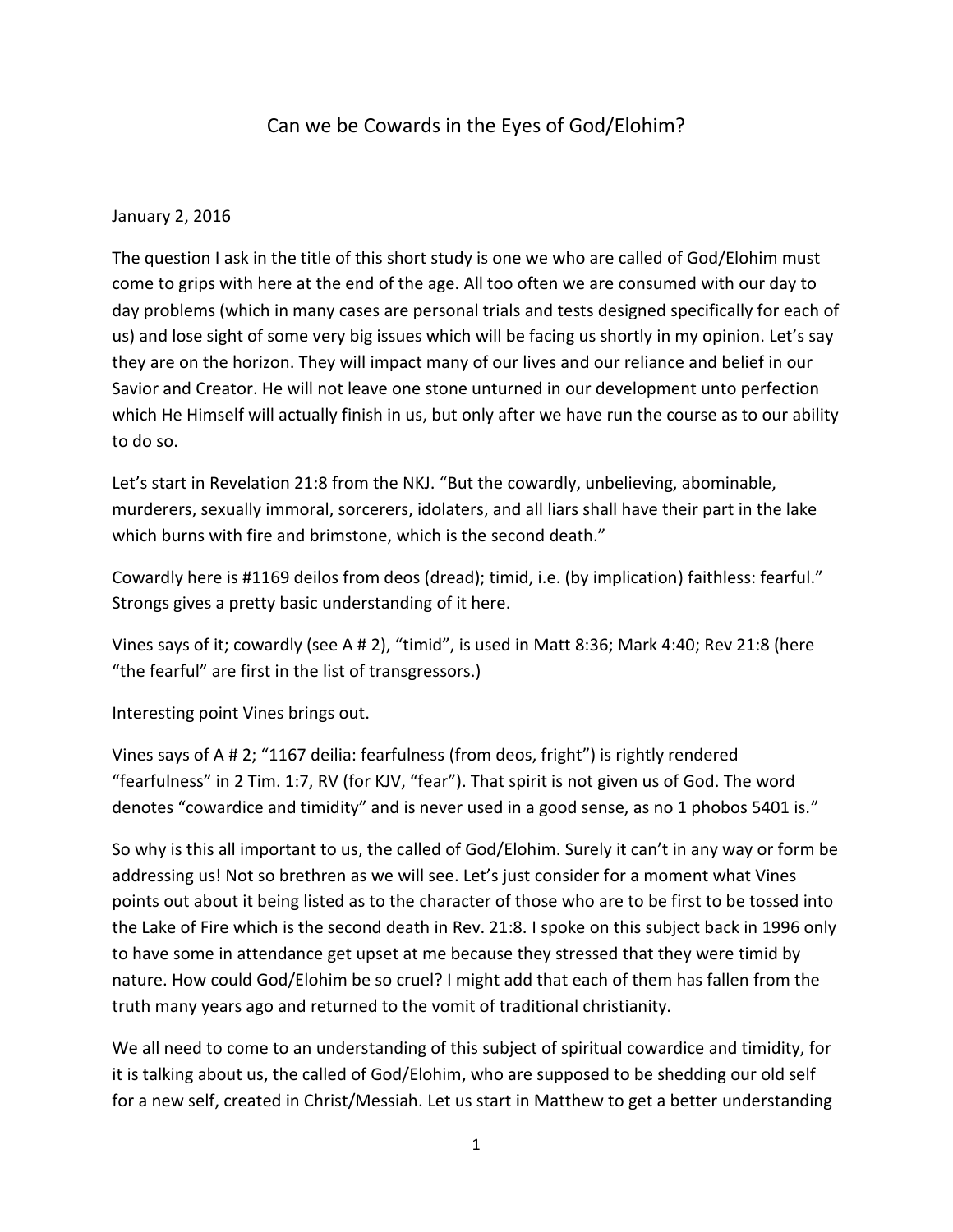# Can we be Cowards in the Eyes of God/Elohim?

January 2, 2016

The question I ask in the title of this short study is one we who are called of God/Elohim must come to grips with here at the end of the age. All too often we are consumed with our day to day problems (which in many cases are personal trials and tests designed specifically for each of us) and lose sight of some very big issues which will be facing us shortly in my opinion. Let's say they are on the horizon. They will impact many of our lives and our reliance and belief in our Savior and Creator. He will not leave one stone unturned in our development unto perfection which He Himself will actually finish in us, but only after we have run the course as to our ability to do so.

Let's start in Revelation 21:8 from the NKJ. "But the cowardly, unbelieving, abominable, murderers, sexually immoral, sorcerers, idolaters, and all liars shall have their part in the lake which burns with fire and brimstone, which is the second death."

Cowardly here is #1169 deilos from deos (dread); timid, i.e. (by implication) faithless: fearful." Strongs gives a pretty basic understanding of it here.

Vines says of it; cowardly (see A # 2), "timid", is used in Matt 8:36; Mark 4:40; Rev 21:8 (here "the fearful" are first in the list of transgressors.)

Interesting point Vines brings out.

Vines says of A # 2; "1167 deilia: fearfulness (from deos, fright") is rightly rendered "fearfulness" in 2 Tim. 1:7, RV (for KJV, "fear"). That spirit is not given us of God. The word denotes "cowardice and timidity" and is never used in a good sense, as no 1 phobos 5401 is."

So why is this all important to us, the called of God/Elohim. Surely it can't in any way or form be addressing us! Not so brethren as we will see. Let's just consider for a moment what Vines points out about it being listed as to the character of those who are to be first to be tossed into the Lake of Fire which is the second death in Rev. 21:8. I spoke on this subject back in 1996 only to have some in attendance get upset at me because they stressed that they were timid by nature. How could God/Elohim be so cruel? I might add that each of them has fallen from the truth many years ago and returned to the vomit of traditional christianity.

We all need to come to an understanding of this subject of spiritual cowardice and timidity, for it is talking about us, the called of God/Elohim, who are supposed to be shedding our old self for a new self, created in Christ/Messiah. Let us start in Matthew to get a better understanding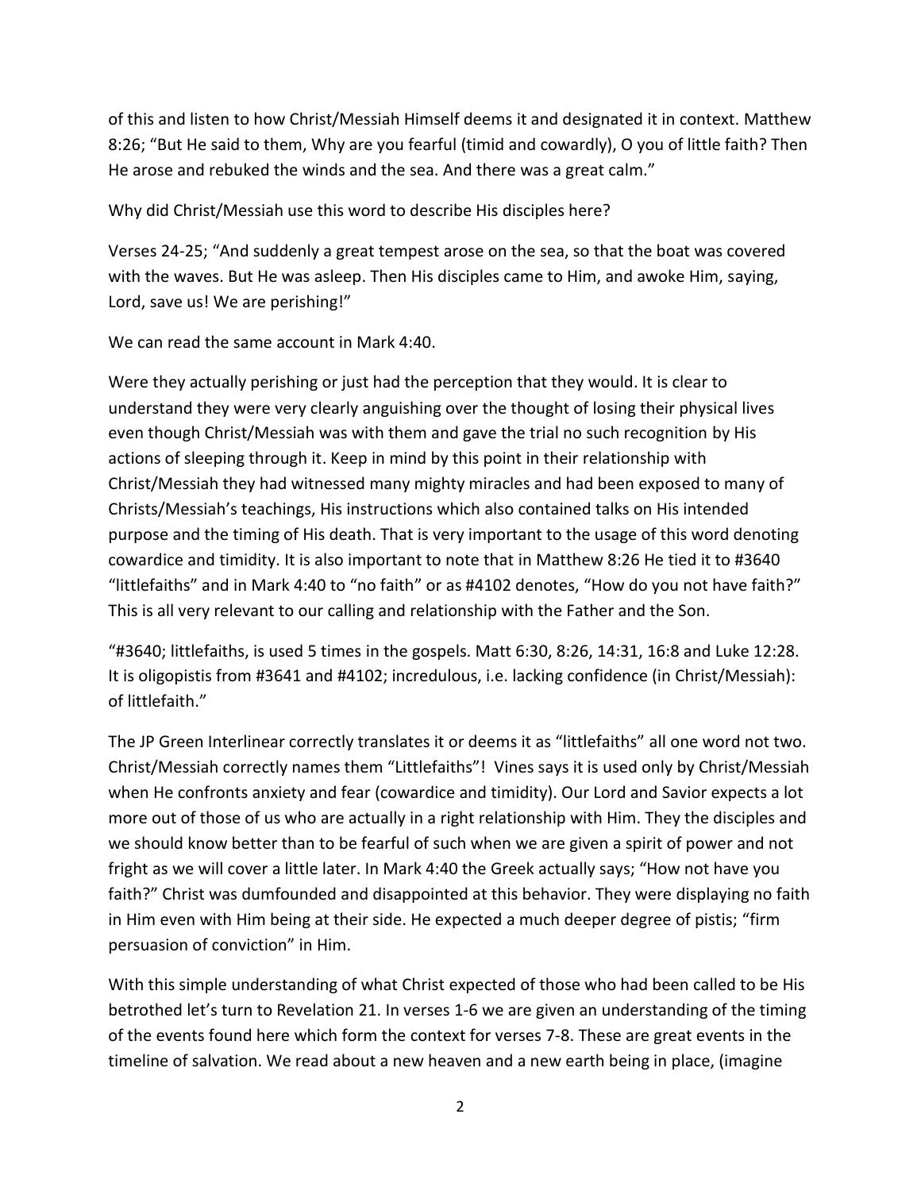of this and listen to how Christ/Messiah Himself deems it and designated it in context. Matthew 8:26; "But He said to them, Why are you fearful (timid and cowardly), O you of little faith? Then He arose and rebuked the winds and the sea. And there was a great calm."

Why did Christ/Messiah use this word to describe His disciples here?

Verses 24-25; "And suddenly a great tempest arose on the sea, so that the boat was covered with the waves. But He was asleep. Then His disciples came to Him, and awoke Him, saying, Lord, save us! We are perishing!"

We can read the same account in Mark 4:40.

Were they actually perishing or just had the perception that they would. It is clear to understand they were very clearly anguishing over the thought of losing their physical lives even though Christ/Messiah was with them and gave the trial no such recognition by His actions of sleeping through it. Keep in mind by this point in their relationship with Christ/Messiah they had witnessed many mighty miracles and had been exposed to many of Christs/Messiah's teachings, His instructions which also contained talks on His intended purpose and the timing of His death. That is very important to the usage of this word denoting cowardice and timidity. It is also important to note that in Matthew 8:26 He tied it to #3640 "littlefaiths" and in Mark 4:40 to "no faith" or as #4102 denotes, "How do you not have faith?" This is all very relevant to our calling and relationship with the Father and the Son.

"#3640; littlefaiths, is used 5 times in the gospels. Matt 6:30, 8:26, 14:31, 16:8 and Luke 12:28. It is oligopistis from #3641 and #4102; incredulous, i.e. lacking confidence (in Christ/Messiah): of littlefaith."

The JP Green Interlinear correctly translates it or deems it as "littlefaiths" all one word not two. Christ/Messiah correctly names them "Littlefaiths"! Vines says it is used only by Christ/Messiah when He confronts anxiety and fear (cowardice and timidity). Our Lord and Savior expects a lot more out of those of us who are actually in a right relationship with Him. They the disciples and we should know better than to be fearful of such when we are given a spirit of power and not fright as we will cover a little later. In Mark 4:40 the Greek actually says; "How not have you faith?" Christ was dumfounded and disappointed at this behavior. They were displaying no faith in Him even with Him being at their side. He expected a much deeper degree of pistis; "firm persuasion of conviction" in Him.

With this simple understanding of what Christ expected of those who had been called to be His betrothed let's turn to Revelation 21. In verses 1-6 we are given an understanding of the timing of the events found here which form the context for verses 7-8. These are great events in the timeline of salvation. We read about a new heaven and a new earth being in place, (imagine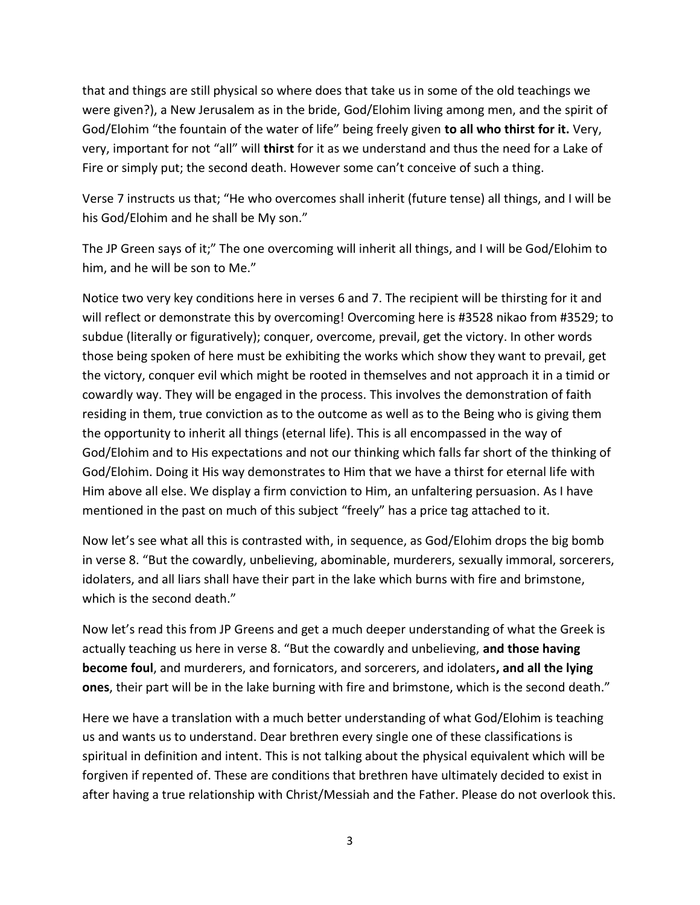that and things are still physical so where does that take us in some of the old teachings we were given?), a New Jerusalem as in the bride, God/Elohim living among men, and the spirit of God/Elohim "the fountain of the water of life" being freely given **to all who thirst for it.** Very, very, important for not "all" will **thirst** for it as we understand and thus the need for a Lake of Fire or simply put; the second death. However some can't conceive of such a thing.

Verse 7 instructs us that; "He who overcomes shall inherit (future tense) all things, and I will be his God/Elohim and he shall be My son."

The JP Green says of it;" The one overcoming will inherit all things, and I will be God/Elohim to him, and he will be son to Me."

Notice two very key conditions here in verses 6 and 7. The recipient will be thirsting for it and will reflect or demonstrate this by overcoming! Overcoming here is #3528 nikao from #3529; to subdue (literally or figuratively); conquer, overcome, prevail, get the victory. In other words those being spoken of here must be exhibiting the works which show they want to prevail, get the victory, conquer evil which might be rooted in themselves and not approach it in a timid or cowardly way. They will be engaged in the process. This involves the demonstration of faith residing in them, true conviction as to the outcome as well as to the Being who is giving them the opportunity to inherit all things (eternal life). This is all encompassed in the way of God/Elohim and to His expectations and not our thinking which falls far short of the thinking of God/Elohim. Doing it His way demonstrates to Him that we have a thirst for eternal life with Him above all else. We display a firm conviction to Him, an unfaltering persuasion. As I have mentioned in the past on much of this subject "freely" has a price tag attached to it.

Now let's see what all this is contrasted with, in sequence, as God/Elohim drops the big bomb in verse 8. "But the cowardly, unbelieving, abominable, murderers, sexually immoral, sorcerers, idolaters, and all liars shall have their part in the lake which burns with fire and brimstone, which is the second death."

Now let's read this from JP Greens and get a much deeper understanding of what the Greek is actually teaching us here in verse 8. "But the cowardly and unbelieving, **and those having become foul**, and murderers, and fornicators, and sorcerers, and idolaters**, and all the lying ones**, their part will be in the lake burning with fire and brimstone, which is the second death."

Here we have a translation with a much better understanding of what God/Elohim is teaching us and wants us to understand. Dear brethren every single one of these classifications is spiritual in definition and intent. This is not talking about the physical equivalent which will be forgiven if repented of. These are conditions that brethren have ultimately decided to exist in after having a true relationship with Christ/Messiah and the Father. Please do not overlook this.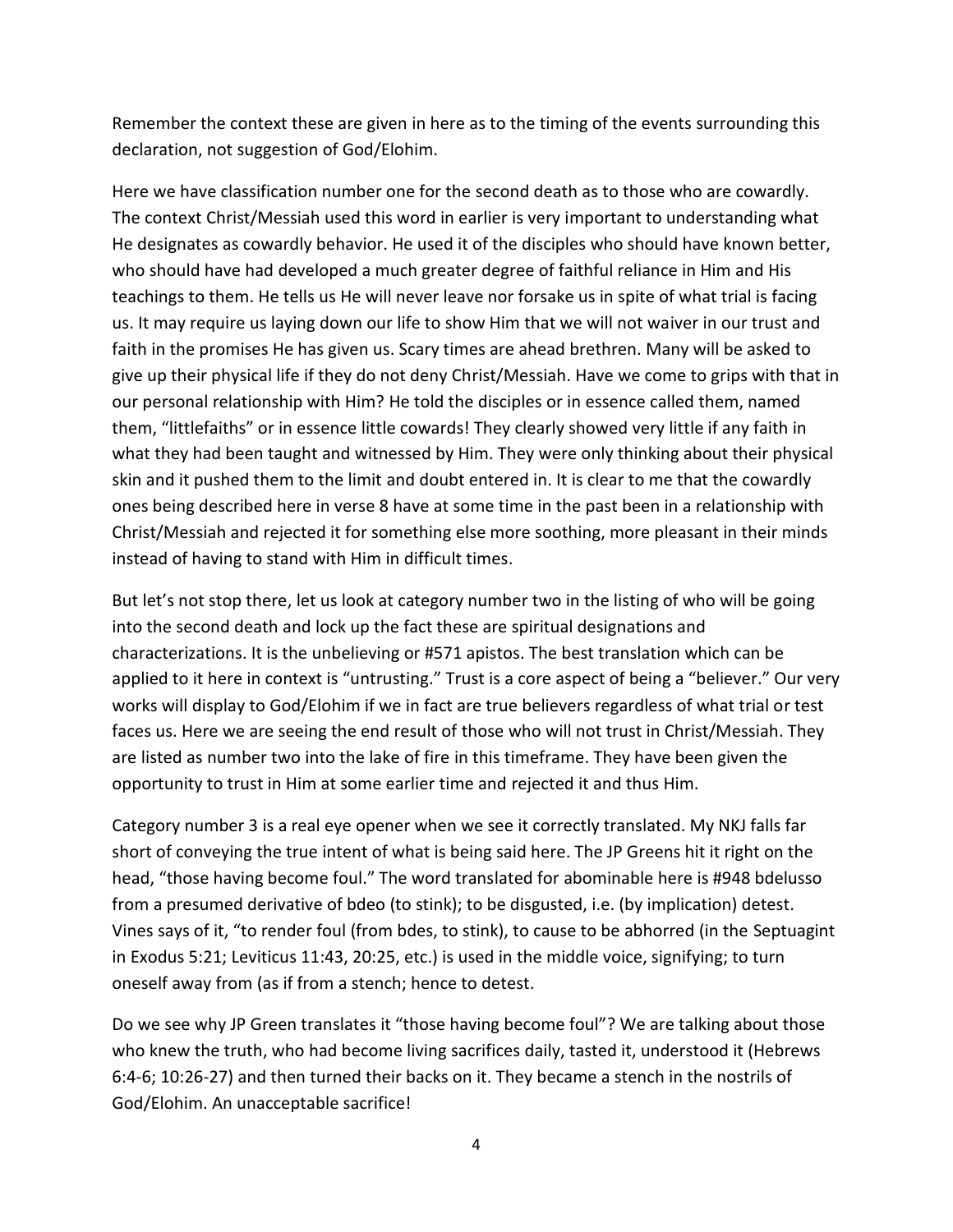Remember the context these are given in here as to the timing of the events surrounding this declaration, not suggestion of God/Elohim.

Here we have classification number one for the second death as to those who are cowardly. The context Christ/Messiah used this word in earlier is very important to understanding what He designates as cowardly behavior. He used it of the disciples who should have known better, who should have had developed a much greater degree of faithful reliance in Him and His teachings to them. He tells us He will never leave nor forsake us in spite of what trial is facing us. It may require us laying down our life to show Him that we will not waiver in our trust and faith in the promises He has given us. Scary times are ahead brethren. Many will be asked to give up their physical life if they do not deny Christ/Messiah. Have we come to grips with that in our personal relationship with Him? He told the disciples or in essence called them, named them, "littlefaiths" or in essence little cowards! They clearly showed very little if any faith in what they had been taught and witnessed by Him. They were only thinking about their physical skin and it pushed them to the limit and doubt entered in. It is clear to me that the cowardly ones being described here in verse 8 have at some time in the past been in a relationship with Christ/Messiah and rejected it for something else more soothing, more pleasant in their minds instead of having to stand with Him in difficult times.

But let's not stop there, let us look at category number two in the listing of who will be going into the second death and lock up the fact these are spiritual designations and characterizations. It is the unbelieving or #571 apistos. The best translation which can be applied to it here in context is "untrusting." Trust is a core aspect of being a "believer." Our very works will display to God/Elohim if we in fact are true believers regardless of what trial or test faces us. Here we are seeing the end result of those who will not trust in Christ/Messiah. They are listed as number two into the lake of fire in this timeframe. They have been given the opportunity to trust in Him at some earlier time and rejected it and thus Him.

Category number 3 is a real eye opener when we see it correctly translated. My NKJ falls far short of conveying the true intent of what is being said here. The JP Greens hit it right on the head, "those having become foul." The word translated for abominable here is #948 bdelusso from a presumed derivative of bdeo (to stink); to be disgusted, i.e. (by implication) detest. Vines says of it, "to render foul (from bdes, to stink), to cause to be abhorred (in the Septuagint in Exodus 5:21; Leviticus 11:43, 20:25, etc.) is used in the middle voice, signifying; to turn oneself away from (as if from a stench; hence to detest.

Do we see why JP Green translates it "those having become foul"? We are talking about those who knew the truth, who had become living sacrifices daily, tasted it, understood it (Hebrews 6:4-6; 10:26-27) and then turned their backs on it. They became a stench in the nostrils of God/Elohim. An unacceptable sacrifice!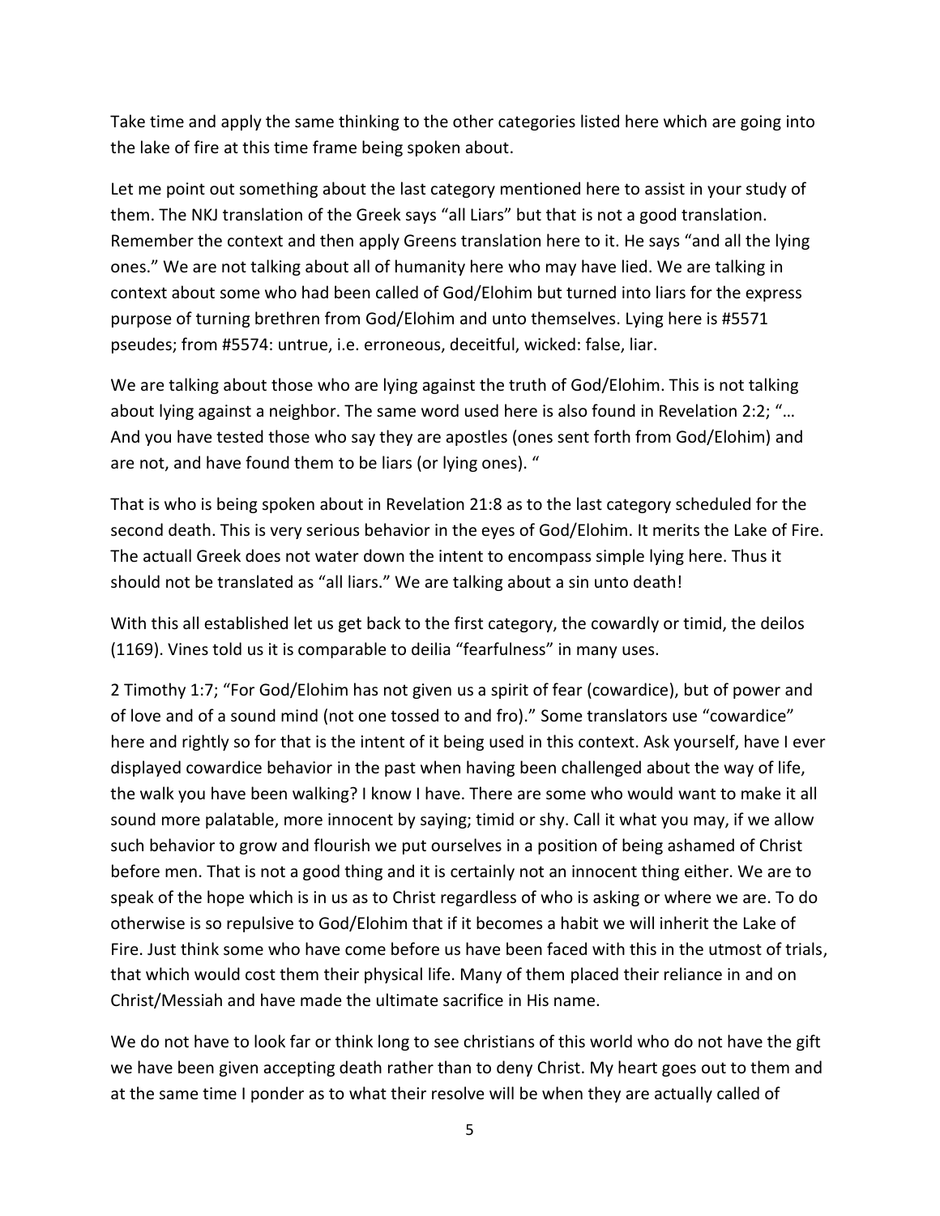Take time and apply the same thinking to the other categories listed here which are going into the lake of fire at this time frame being spoken about.

Let me point out something about the last category mentioned here to assist in your study of them. The NKJ translation of the Greek says "all Liars" but that is not a good translation. Remember the context and then apply Greens translation here to it. He says "and all the lying ones." We are not talking about all of humanity here who may have lied. We are talking in context about some who had been called of God/Elohim but turned into liars for the express purpose of turning brethren from God/Elohim and unto themselves. Lying here is #5571 pseudes; from #5574: untrue, i.e. erroneous, deceitful, wicked: false, liar.

We are talking about those who are lying against the truth of God/Elohim. This is not talking about lying against a neighbor. The same word used here is also found in Revelation 2:2; "… And you have tested those who say they are apostles (ones sent forth from God/Elohim) and are not, and have found them to be liars (or lying ones). "

That is who is being spoken about in Revelation 21:8 as to the last category scheduled for the second death. This is very serious behavior in the eyes of God/Elohim. It merits the Lake of Fire. The actuall Greek does not water down the intent to encompass simple lying here. Thus it should not be translated as "all liars." We are talking about a sin unto death!

With this all established let us get back to the first category, the cowardly or timid, the deilos (1169). Vines told us it is comparable to deilia "fearfulness" in many uses.

2 Timothy 1:7; "For God/Elohim has not given us a spirit of fear (cowardice), but of power and of love and of a sound mind (not one tossed to and fro)." Some translators use "cowardice" here and rightly so for that is the intent of it being used in this context. Ask yourself, have I ever displayed cowardice behavior in the past when having been challenged about the way of life, the walk you have been walking? I know I have. There are some who would want to make it all sound more palatable, more innocent by saying; timid or shy. Call it what you may, if we allow such behavior to grow and flourish we put ourselves in a position of being ashamed of Christ before men. That is not a good thing and it is certainly not an innocent thing either. We are to speak of the hope which is in us as to Christ regardless of who is asking or where we are. To do otherwise is so repulsive to God/Elohim that if it becomes a habit we will inherit the Lake of Fire. Just think some who have come before us have been faced with this in the utmost of trials, that which would cost them their physical life. Many of them placed their reliance in and on Christ/Messiah and have made the ultimate sacrifice in His name.

We do not have to look far or think long to see christians of this world who do not have the gift we have been given accepting death rather than to deny Christ. My heart goes out to them and at the same time I ponder as to what their resolve will be when they are actually called of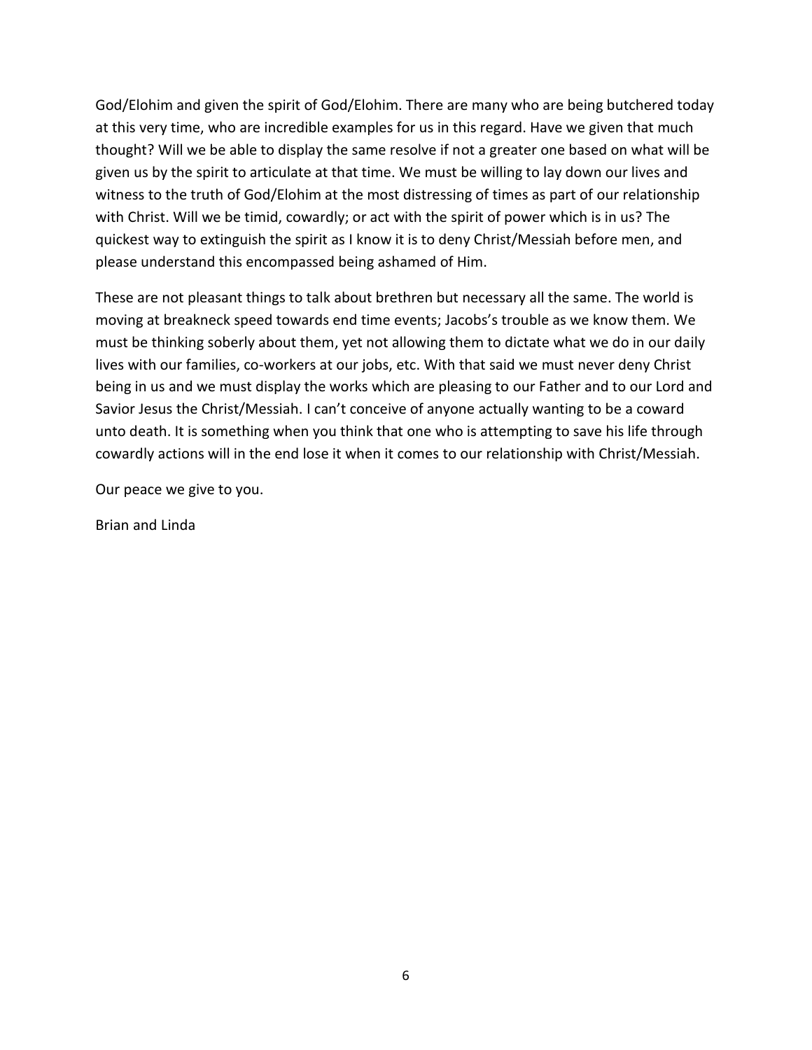God/Elohim and given the spirit of God/Elohim. There are many who are being butchered today at this very time, who are incredible examples for us in this regard. Have we given that much thought? Will we be able to display the same resolve if not a greater one based on what will be given us by the spirit to articulate at that time. We must be willing to lay down our lives and witness to the truth of God/Elohim at the most distressing of times as part of our relationship with Christ. Will we be timid, cowardly; or act with the spirit of power which is in us? The quickest way to extinguish the spirit as I know it is to deny Christ/Messiah before men, and please understand this encompassed being ashamed of Him.

These are not pleasant things to talk about brethren but necessary all the same. The world is moving at breakneck speed towards end time events; Jacobs's trouble as we know them. We must be thinking soberly about them, yet not allowing them to dictate what we do in our daily lives with our families, co-workers at our jobs, etc. With that said we must never deny Christ being in us and we must display the works which are pleasing to our Father and to our Lord and Savior Jesus the Christ/Messiah. I can't conceive of anyone actually wanting to be a coward unto death. It is something when you think that one who is attempting to save his life through cowardly actions will in the end lose it when it comes to our relationship with Christ/Messiah.

Our peace we give to you.

Brian and Linda